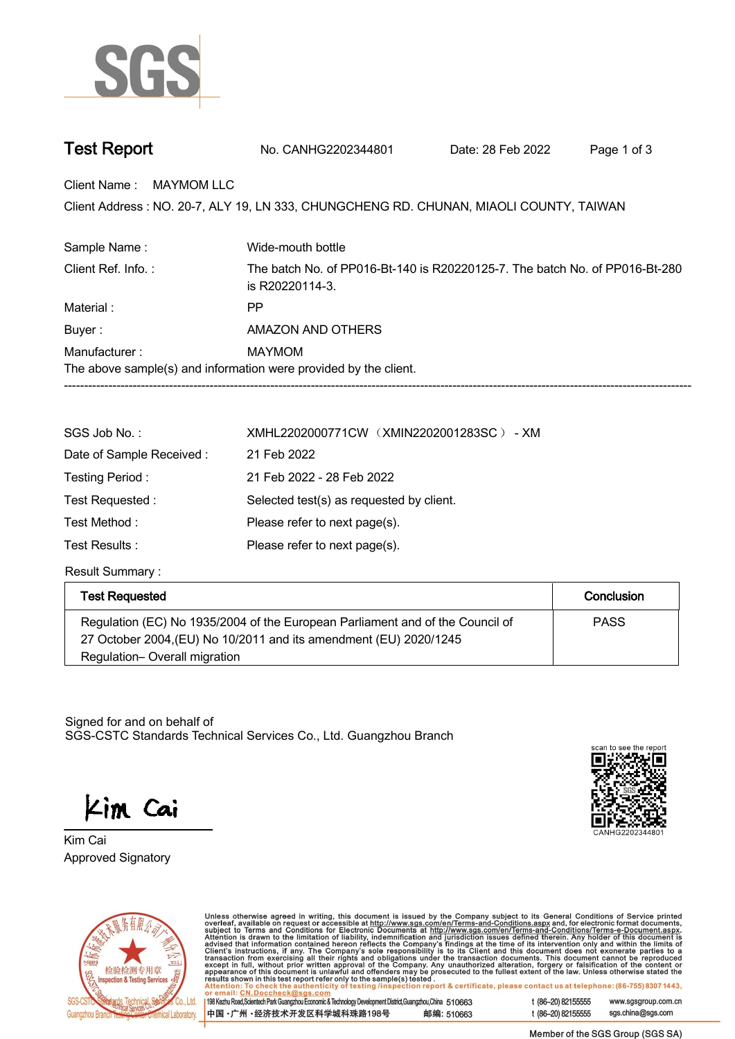# Test Report

No. CANHG2202344801 Date: 28 Feb 2022

Client Name : MAYMOM LLC

Client Address : NO. 20-7, ALY 19, LN 333, CHUNGCHENG RD. CHUNAN, MIAOLI COUNTY, TAIWAN

| | |
|---|---|
| Sample Name : | Wide-mouth bottle |
| Client Ref. Info. : | The batch No. of PP016-Bt-140 is R20220125-7. The batch No. of PP016-Bt-280 is R20220114-3. |
| Material : | PP |
| Buyer : | AMAZON AND OTHERS |
| Manufacturer : | MAYMOM |

The above sample(s) and information were provided by the client.

---

| | |
|---|---|
| SGS Job No. : | XMHL2202000771CW（XMIN2202001283SC） - XM |
| Date of Sample Received : | 21 Feb 2022 |
| Testing Period : | 21 Feb 2022 - 28 Feb 2022 |
| Test Requested : | Selected test(s) as requested by client. |
| Test Method : | Please refer to next page(s). |
| Test Results : | Please refer to next page(s). |

Result Summary :

| Test Requested | Conclusion |
|---|---|
| Regulation (EC) No 1935/2004 of the European Parliament and of the Council of 27 October 2004,(EU) No 10/2011 and its amendment (EU) 2020/1245 Regulation– Overall migration | PASS |

Signed for and on behalf of
SGS-CSTC Standards Technical Services Co., Ltd. Guangzhou Branch

scan to see the report

CANHG2202344801

Kim Cai
Approved Signatory

Unless otherwise agreed in writing, this document is issued by the Company subject to its General Conditions of Service printed overleaf, available on request or accessible at http://www.sgs.com/en/Terms-and-Conditions.aspx and, for electronic format documents, subject to Terms and Conditions for Electronic Documents at http://www.sgs.com/en/Terms-and-Conditions/Terms-e-Document.aspx. Attention is drawn to the limitation of liability, indemnification and jurisdiction issues defined therein. Any holder of this document is advised that information contained hereon reflects the Company's findings at the time of its intervention only and within the limits of Client's instructions, if any. The Company's sole responsibility is to its Client and this document does not exonerate parties to a transaction from exercising all their rights and obligations under the transaction documents. This document cannot be reproduced except in full, without prior written approval of the Company. Any unauthorized alteration, forgery or falsification of the content or appearance of this document is unlawful and offenders may be prosecuted to the fullest extent of the law. Unless otherwise stated the results shown in this test report refer only to the sample(s) tested.

Attention: To check the authenticity of testing /inspection report & certificate, please contact us at telephone: (86-755) 8307 1443, or email: CN.Doccheck@sgs.com

198 Kezhu Road,Scientech Park Guangzhou Economic & Technology Development District,Guangzhou,China 510663 t (86–20) 82155555 www.sgsgroup.com.cn

中国・广州・经济技术开发区科学城科珠路198号 邮编: 510663 t (86–20) 82155555 sgs.china@sgs.com

Member of the SGS Group (SGS SA)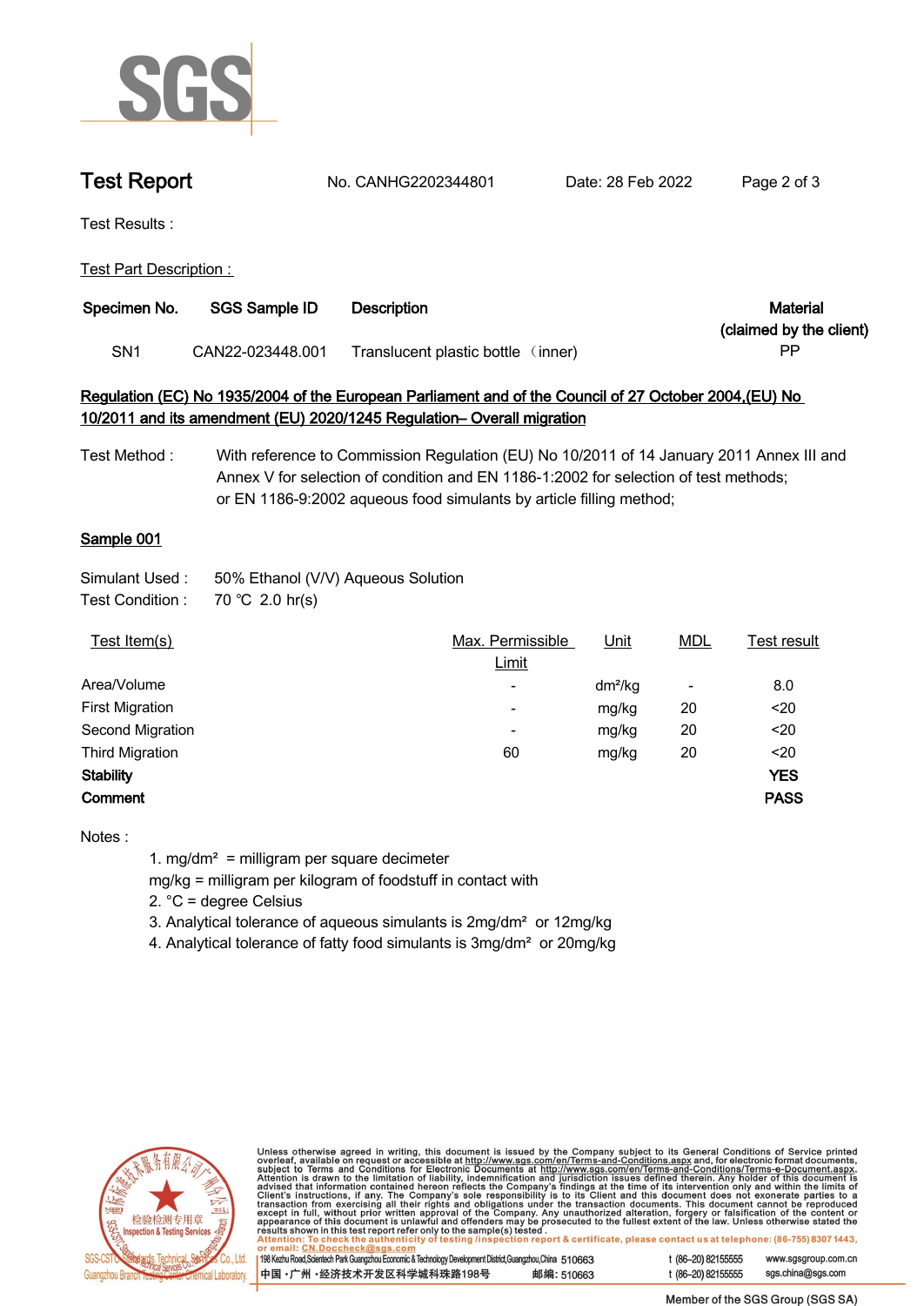# Test Report

No. CANHG2202344801 Date: 28 Feb 2022

Test Results :

Test Part Description :

| Specimen No. | SGS Sample ID | Description | Material (claimed by the client) |
|---|---|---|---|
| SN1 | CAN22-023448.001 | Translucent plastic bottle （inner) | PP |

**Regulation (EC) No 1935/2004 of the European Parliament and of the Council of 27 October 2004,(EU) No 10/2011 and its amendment (EU) 2020/1245 Regulation– Overall migration**

Test Method : With reference to Commission Regulation (EU) No 10/2011 of 14 January 2011 Annex III and Annex V for selection of condition and EN 1186-1:2002 for selection of test methods; or EN 1186-9:2002 aqueous food simulants by article filling method;

**Sample 001**

Simulant Used : 50% Ethanol (V/V) Aqueous Solution
Test Condition : 70 ℃ 2.0 hr(s)

| Test Item(s) | Max. Permissible Limit | Unit | MDL | Test result |
|---|---|---|---|---|
| Area/Volume | - | $dm^2/kg$ | - | 8.0 |
| First Migration | - | mg/kg | 20 | <20 |
| Second Migration | - | mg/kg | 20 | <20 |
| Third Migration | 60 | mg/kg | 20 | <20 |
| **Stability** | | | | **YES** |
| **Comment** | | | | **PASS** |

Notes :

1. $mg/dm^2$ = milligram per square decimeter
   mg/kg = milligram per kilogram of foodstuff in contact with
2. °C = degree Celsius
3. Analytical tolerance of aqueous simulants is $2mg/dm^2$ or 12mg/kg
4. Analytical tolerance of fatty food simulants is $3mg/dm^2$ or 20mg/kg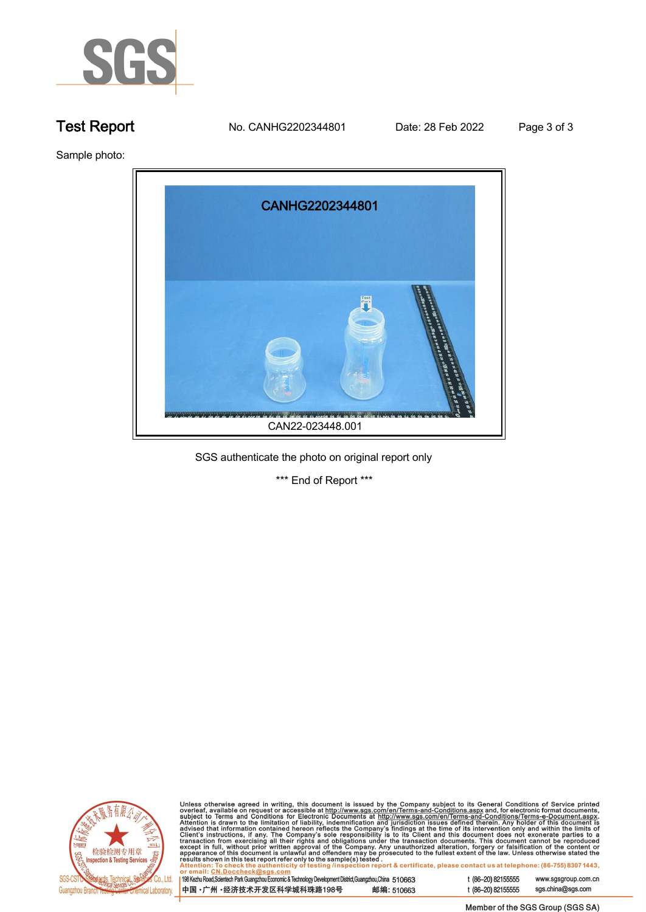Sample photo:

CANHG2202344801

CAN22-023448.001

SGS authenticate the photo on original report only

*** End of Report ***

Unless otherwise agreed in writing, this document is issued by the Company subject to its General Conditions of Service printed overleaf, available on request or accessible at http://www.sgs.com/en/Terms-and-Conditions.aspx and, for electronic format documents, subject to Terms and Conditions for Electronic Documents at http://www.sgs.com/en/Terms-and-Conditions/Terms-e-Document.aspx. Attention is drawn to the limitation of liability, indemnification and jurisdiction issues defined therein. Any holder of this document is advised that information contained hereon reflects the Company's findings at the time of its intervention only and within the limits of Client's instructions, if any. The Company's sole responsibility is to its Client and this document does not exonerate parties to a transaction from exercising all their rights and obligations under the transaction documents. This document cannot be reproduced except in full, without prior written approval of the Company. Any unauthorized alteration, forgery or falsification of the content or appearance of this document is unlawful and offenders may be prosecuted to the fullest extent of the law. Unless otherwise stated the results shown in this test report refer only to the sample(s) tested.

Attention: To check the authenticity of testing /inspection report & certificate, please contact us at telephone: (86-755) 8307 1443, or email: CN.Doccheck@sgs.com

SGS-CSTC Standards Technical Services Co., Ltd. Guangzhou Branch Testing Center Chemical Laboratory.

198 Kezhu Road,Scientech Park Guangzhou Economic & Technology Development District,Guangzhou,China 510663 t (86-20) 82155555 www.sgsgroup.com.cn

中国・广州・经济技术开发区科学城科珠路198号 邮编: 510663 t (86-20) 82155555 sgs.china@sgs.com

Member of the SGS Group (SGS SA)